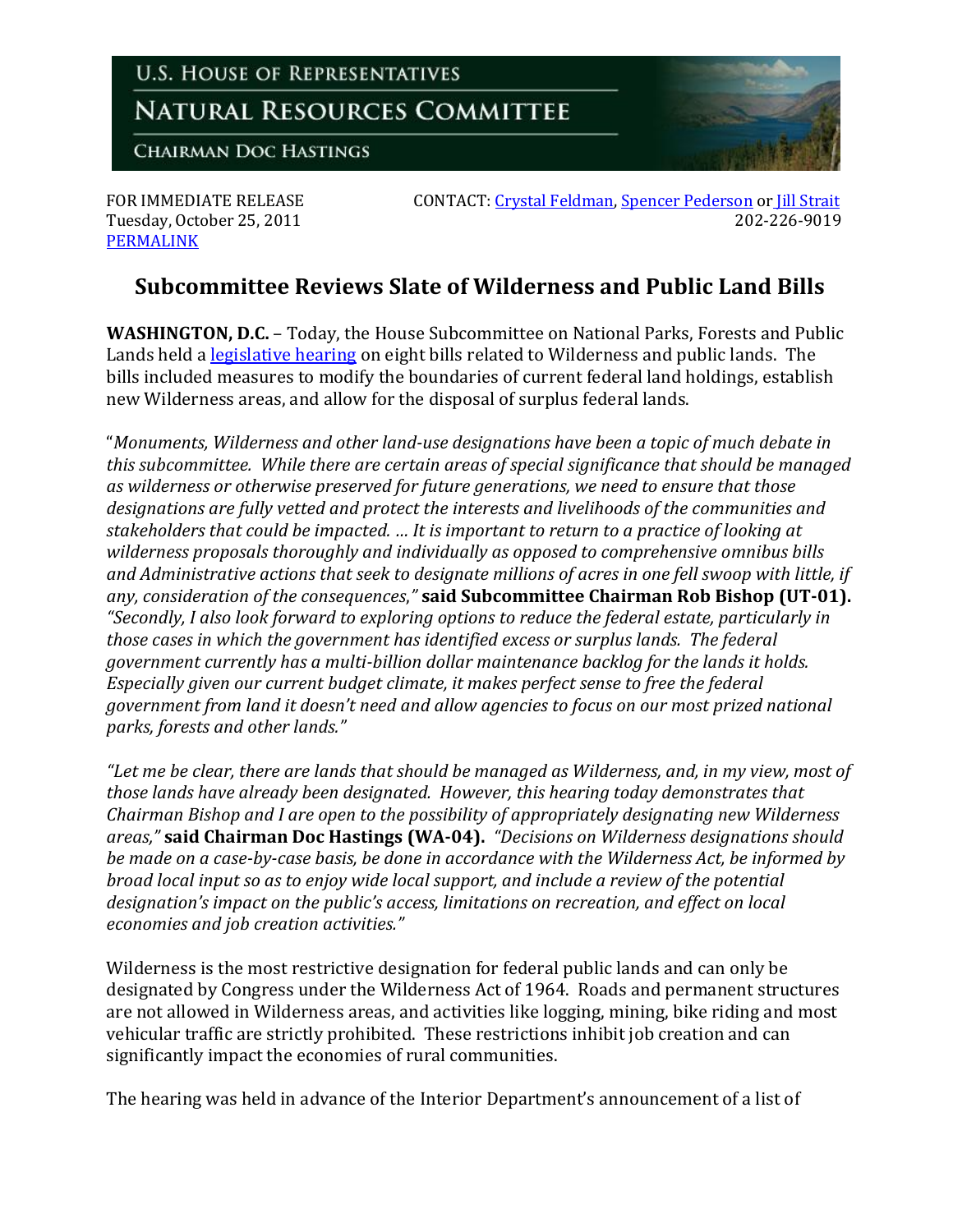U.S. HOUSE OF REPRESENTATIVES

NATURAL RESOURCES COMMITTEE

CHAIRMAN DOC HASTINGS

FOR IMMEDIATE RELEASE
Tuesday, October 25, 2011
PERMALINK

CONTACT: Crystal Feldman, Spencer Pederson or Jill Strait
202-226-9019

## Subcommittee Reviews Slate of Wilderness and Public Land Bills

**WASHINGTON, D.C.** – Today, the House Subcommittee on National Parks, Forests and Public Lands held a legislative hearing on eight bills related to Wilderness and public lands. The bills included measures to modify the boundaries of current federal land holdings, establish new Wilderness areas, and allow for the disposal of surplus federal lands.

"*Monuments, Wilderness and other land-use designations have been a topic of much debate in this subcommittee. While there are certain areas of special significance that should be managed as wilderness or otherwise preserved for future generations, we need to ensure that those designations are fully vetted and protect the interests and livelihoods of the communities and stakeholders that could be impacted. … It is important to return to a practice of looking at wilderness proposals thoroughly and individually as opposed to comprehensive omnibus bills and Administrative actions that seek to designate millions of acres in one fell swoop with little, if any, consideration of the consequences*," **said Subcommittee Chairman Rob Bishop (UT-01).** *"Secondly, I also look forward to exploring options to reduce the federal estate, particularly in those cases in which the government has identified excess or surplus lands. The federal government currently has a multi-billion dollar maintenance backlog for the lands it holds. Especially given our current budget climate, it makes perfect sense to free the federal government from land it doesn't need and allow agencies to focus on our most prized national parks, forests and other lands."*

*"Let me be clear, there are lands that should be managed as Wilderness, and, in my view, most of those lands have already been designated. However, this hearing today demonstrates that Chairman Bishop and I are open to the possibility of appropriately designating new Wilderness areas,"* **said Chairman Doc Hastings (WA-04).** *"Decisions on Wilderness designations should be made on a case-by-case basis, be done in accordance with the Wilderness Act, be informed by broad local input so as to enjoy wide local support, and include a review of the potential designation's impact on the public's access, limitations on recreation, and effect on local economies and job creation activities."*

Wilderness is the most restrictive designation for federal public lands and can only be designated by Congress under the Wilderness Act of 1964. Roads and permanent structures are not allowed in Wilderness areas, and activities like logging, mining, bike riding and most vehicular traffic are strictly prohibited. These restrictions inhibit job creation and can significantly impact the economies of rural communities.

The hearing was held in advance of the Interior Department's announcement of a list of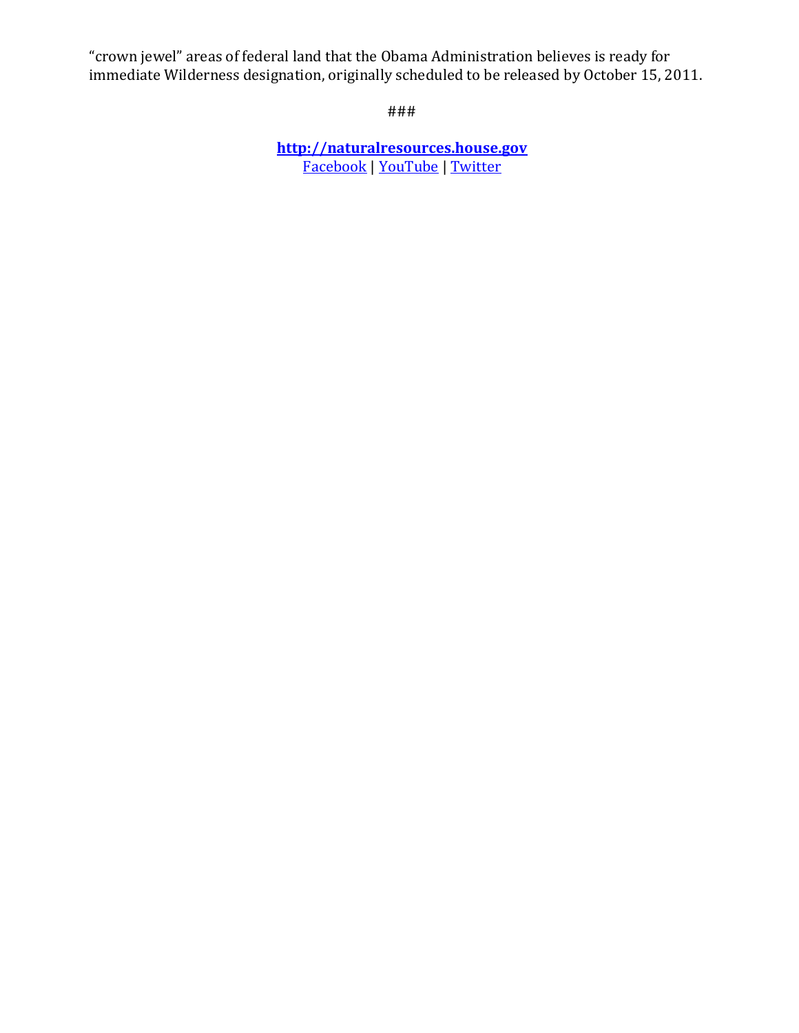"crown jewel" areas of federal land that the Obama Administration believes is ready for immediate Wilderness designation, originally scheduled to be released by October 15, 2011.

###

**http://naturalresources.house.gov**
Facebook | YouTube | Twitter